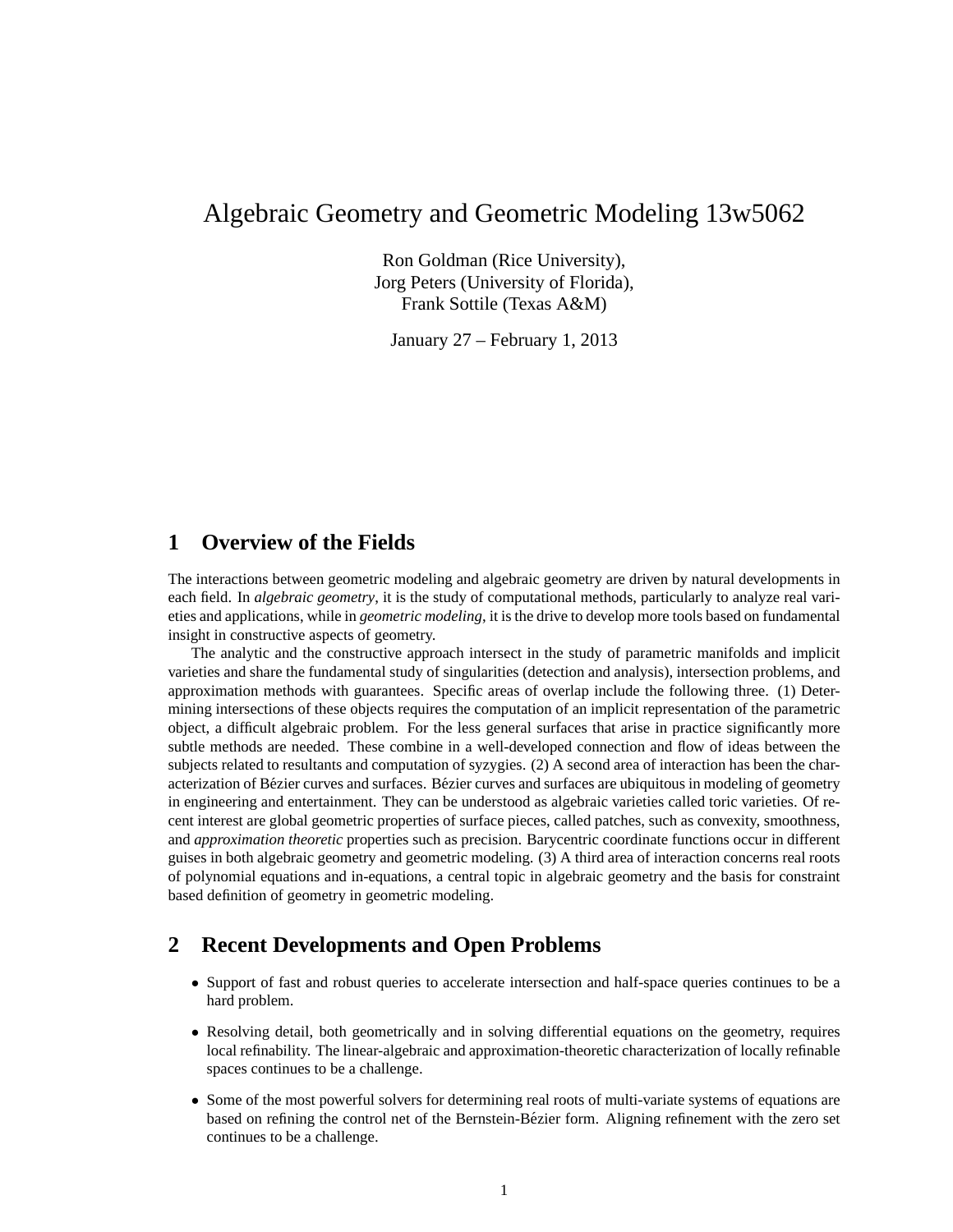# Algebraic Geometry and Geometric Modeling 13w5062

Ron Goldman (Rice University),
Jorg Peters (University of Florida),
Frank Sottile (Texas A&M)

January 27 – February 1, 2013

## 1 Overview of the Fields

The interactions between geometric modeling and algebraic geometry are driven by natural developments in each field. In *algebraic geometry*, it is the study of computational methods, particularly to analyze real varieties and applications, while in *geometric modeling*, it is the drive to develop more tools based on fundamental insight in constructive aspects of geometry.

The analytic and the constructive approach intersect in the study of parametric manifolds and implicit varieties and share the fundamental study of singularities (detection and analysis), intersection problems, and approximation methods with guarantees. Specific areas of overlap include the following three. (1) Determining intersections of these objects requires the computation of an implicit representation of the parametric object, a difficult algebraic problem. For the less general surfaces that arise in practice significantly more subtle methods are needed. These combine in a well-developed connection and flow of ideas between the subjects related to resultants and computation of syzygies. (2) A second area of interaction has been the characterization of Bézier curves and surfaces. Bézier curves and surfaces are ubiquitous in modeling of geometry in engineering and entertainment. They can be understood as algebraic varieties called toric varieties. Of recent interest are global geometric properties of surface pieces, called patches, such as convexity, smoothness, and *approximation theoretic* properties such as precision. Barycentric coordinate functions occur in different guises in both algebraic geometry and geometric modeling. (3) A third area of interaction concerns real roots of polynomial equations and in-equations, a central topic in algebraic geometry and the basis for constraint based definition of geometry in geometric modeling.

## 2 Recent Developments and Open Problems

- Support of fast and robust queries to accelerate intersection and half-space queries continues to be a hard problem.
- Resolving detail, both geometrically and in solving differential equations on the geometry, requires local refinability. The linear-algebraic and approximation-theoretic characterization of locally refinable spaces continues to be a challenge.
- Some of the most powerful solvers for determining real roots of multi-variate systems of equations are based on refining the control net of the Bernstein-Bézier form. Aligning refinement with the zero set continues to be a challenge.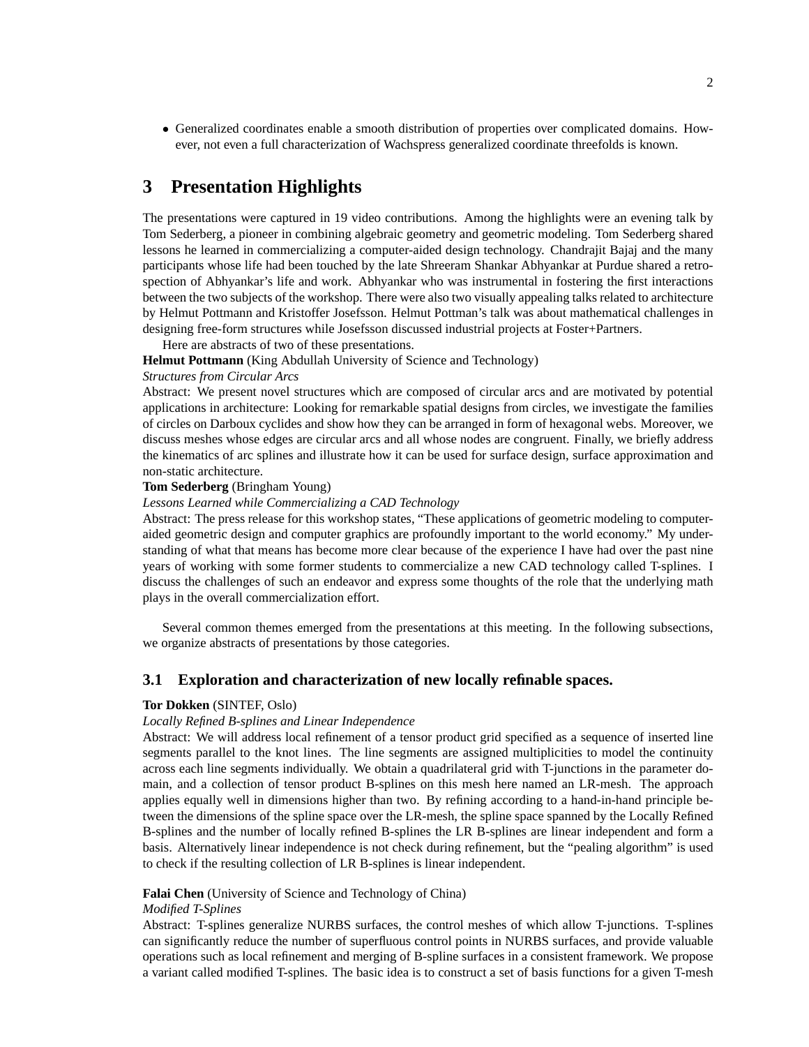- Generalized coordinates enable a smooth distribution of properties over complicated domains. However, not even a full characterization of Wachspress generalized coordinate threefolds is known.

# 3 Presentation Highlights

The presentations were captured in 19 video contributions. Among the highlights were an evening talk by Tom Sederberg, a pioneer in combining algebraic geometry and geometric modeling. Tom Sederberg shared lessons he learned in commercializing a computer-aided design technology. Chandrajit Bajaj and the many participants whose life had been touched by the late Shreeram Shankar Abhyankar at Purdue shared a retrospection of Abhyankar's life and work. Abhyankar who was instrumental in fostering the first interactions between the two subjects of the workshop. There were also two visually appealing talks related to architecture by Helmut Pottmann and Kristoffer Josefsson. Helmut Pottman's talk was about mathematical challenges in designing free-form structures while Josefsson discussed industrial projects at Foster+Partners.

Here are abstracts of two of these presentations.

**Helmut Pottmann** (King Abdullah University of Science and Technology)
*Structures from Circular Arcs*
Abstract: We present novel structures which are composed of circular arcs and are motivated by potential applications in architecture: Looking for remarkable spatial designs from circles, we investigate the families of circles on Darboux cyclides and show how they can be arranged in form of hexagonal webs. Moreover, we discuss meshes whose edges are circular arcs and all whose nodes are congruent. Finally, we briefly address the kinematics of arc splines and illustrate how it can be used for surface design, surface approximation and non-static architecture.

**Tom Sederberg** (Bringham Young)
*Lessons Learned while Commercializing a CAD Technology*
Abstract: The press release for this workshop states, "These applications of geometric modeling to computer-aided geometric design and computer graphics are profoundly important to the world economy." My understanding of what that means has become more clear because of the experience I have had over the past nine years of working with some former students to commercialize a new CAD technology called T-splines. I discuss the challenges of such an endeavor and express some thoughts of the role that the underlying math plays in the overall commercialization effort.

Several common themes emerged from the presentations at this meeting. In the following subsections, we organize abstracts of presentations by those categories.

## 3.1 Exploration and characterization of new locally refinable spaces.

**Tor Dokken** (SINTEF, Oslo)
*Locally Refined B-splines and Linear Independence*
Abstract: We will address local refinement of a tensor product grid specified as a sequence of inserted line segments parallel to the knot lines. The line segments are assigned multiplicities to model the continuity across each line segments individually. We obtain a quadrilateral grid with T-junctions in the parameter domain, and a collection of tensor product B-splines on this mesh here named an LR-mesh. The approach applies equally well in dimensions higher than two. By refining according to a hand-in-hand principle between the dimensions of the spline space over the LR-mesh, the spline space spanned by the Locally Refined B-splines and the number of locally refined B-splines the LR B-splines are linear independent and form a basis. Alternatively linear independence is not check during refinement, but the "pealing algorithm" is used to check if the resulting collection of LR B-splines is linear independent.

**Falai Chen** (University of Science and Technology of China)
*Modified T-Splines*
Abstract: T-splines generalize NURBS surfaces, the control meshes of which allow T-junctions. T-splines can significantly reduce the number of superfluous control points in NURBS surfaces, and provide valuable operations such as local refinement and merging of B-spline surfaces in a consistent framework. We propose a variant called modified T-splines. The basic idea is to construct a set of basis functions for a given T-mesh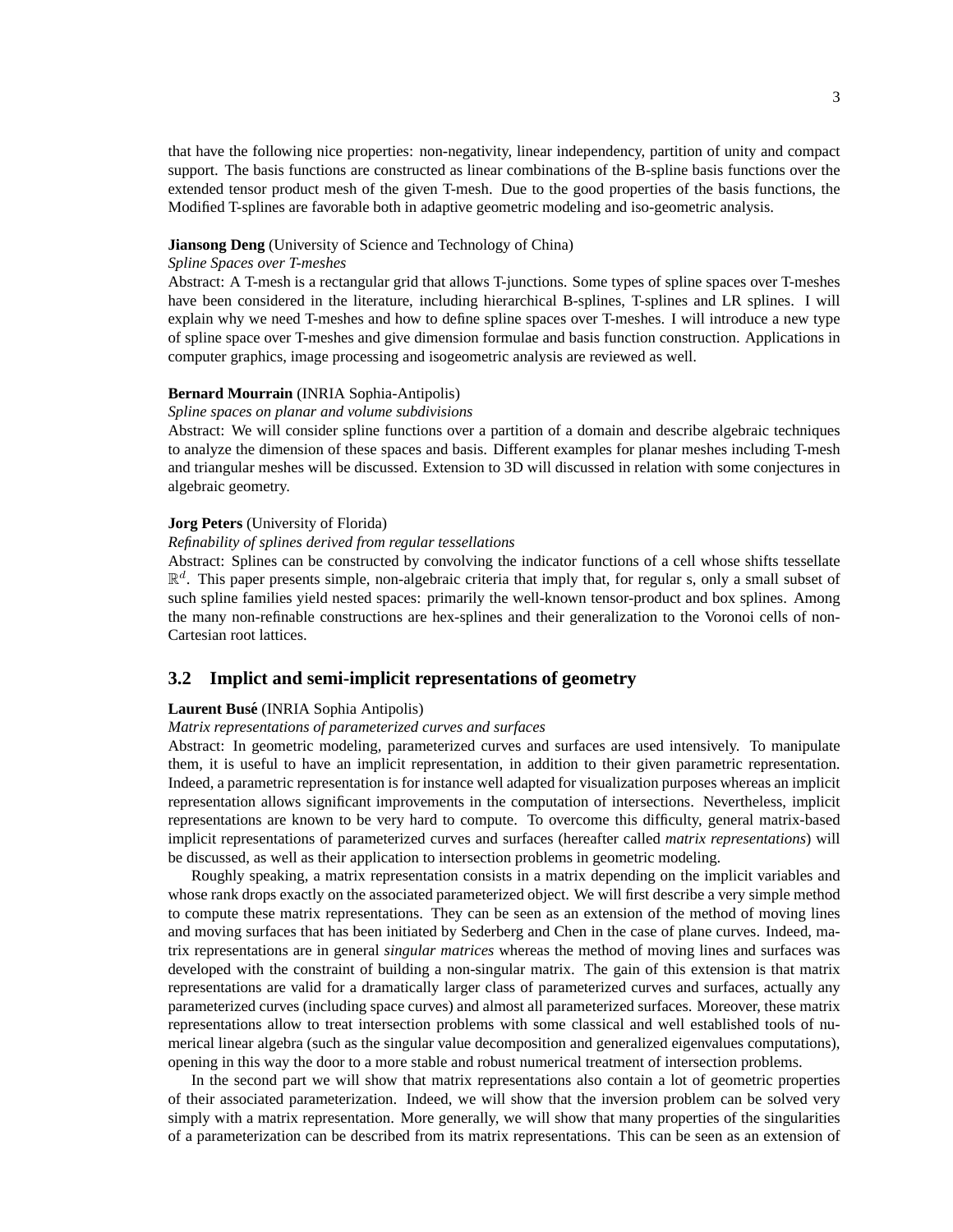that have the following nice properties: non-negativity, linear independency, partition of unity and compact support. The basis functions are constructed as linear combinations of the B-spline basis functions over the extended tensor product mesh of the given T-mesh. Due to the good properties of the basis functions, the Modified T-splines are favorable both in adaptive geometric modeling and iso-geometric analysis.

**Jiansong Deng** (University of Science and Technology of China)

*Spline Spaces over T-meshes*

Abstract: A T-mesh is a rectangular grid that allows T-junctions. Some types of spline spaces over T-meshes have been considered in the literature, including hierarchical B-splines, T-splines and LR splines. I will explain why we need T-meshes and how to define spline spaces over T-meshes. I will introduce a new type of spline space over T-meshes and give dimension formulae and basis function construction. Applications in computer graphics, image processing and isogeometric analysis are reviewed as well.

**Bernard Mourrain** (INRIA Sophia-Antipolis)

*Spline spaces on planar and volume subdivisions*

Abstract: We will consider spline functions over a partition of a domain and describe algebraic techniques to analyze the dimension of these spaces and basis. Different examples for planar meshes including T-mesh and triangular meshes will be discussed. Extension to 3D will discussed in relation with some conjectures in algebraic geometry.

**Jorg Peters** (University of Florida)

*Refinability of splines derived from regular tessellations*

Abstract: Splines can be constructed by convolving the indicator functions of a cell whose shifts tessellate $\mathbb{R}^d$. This paper presents simple, non-algebraic criteria that imply that, for regular s, only a small subset of such spline families yield nested spaces: primarily the well-known tensor-product and box splines. Among the many non-refinable constructions are hex-splines and their generalization to the Voronoi cells of non-Cartesian root lattices.

## 3.2 Implict and semi-implicit representations of geometry

**Laurent Busé** (INRIA Sophia Antipolis)

*Matrix representations of parameterized curves and surfaces*

Abstract: In geometric modeling, parameterized curves and surfaces are used intensively. To manipulate them, it is useful to have an implicit representation, in addition to their given parametric representation. Indeed, a parametric representation is for instance well adapted for visualization purposes whereas an implicit representation allows significant improvements in the computation of intersections. Nevertheless, implicit representations are known to be very hard to compute. To overcome this difficulty, general matrix-based implicit representations of parameterized curves and surfaces (hereafter called *matrix representations*) will be discussed, as well as their application to intersection problems in geometric modeling.

Roughly speaking, a matrix representation consists in a matrix depending on the implicit variables and whose rank drops exactly on the associated parameterized object. We will first describe a very simple method to compute these matrix representations. They can be seen as an extension of the method of moving lines and moving surfaces that has been initiated by Sederberg and Chen in the case of plane curves. Indeed, matrix representations are in general *singular matrices* whereas the method of moving lines and surfaces was developed with the constraint of building a non-singular matrix. The gain of this extension is that matrix representations are valid for a dramatically larger class of parameterized curves and surfaces, actually any parameterized curves (including space curves) and almost all parameterized surfaces. Moreover, these matrix representations allow to treat intersection problems with some classical and well established tools of numerical linear algebra (such as the singular value decomposition and generalized eigenvalues computations), opening in this way the door to a more stable and robust numerical treatment of intersection problems.

In the second part we will show that matrix representations also contain a lot of geometric properties of their associated parameterization. Indeed, we will show that the inversion problem can be solved very simply with a matrix representation. More generally, we will show that many properties of the singularities of a parameterization can be described from its matrix representations. This can be seen as an extension of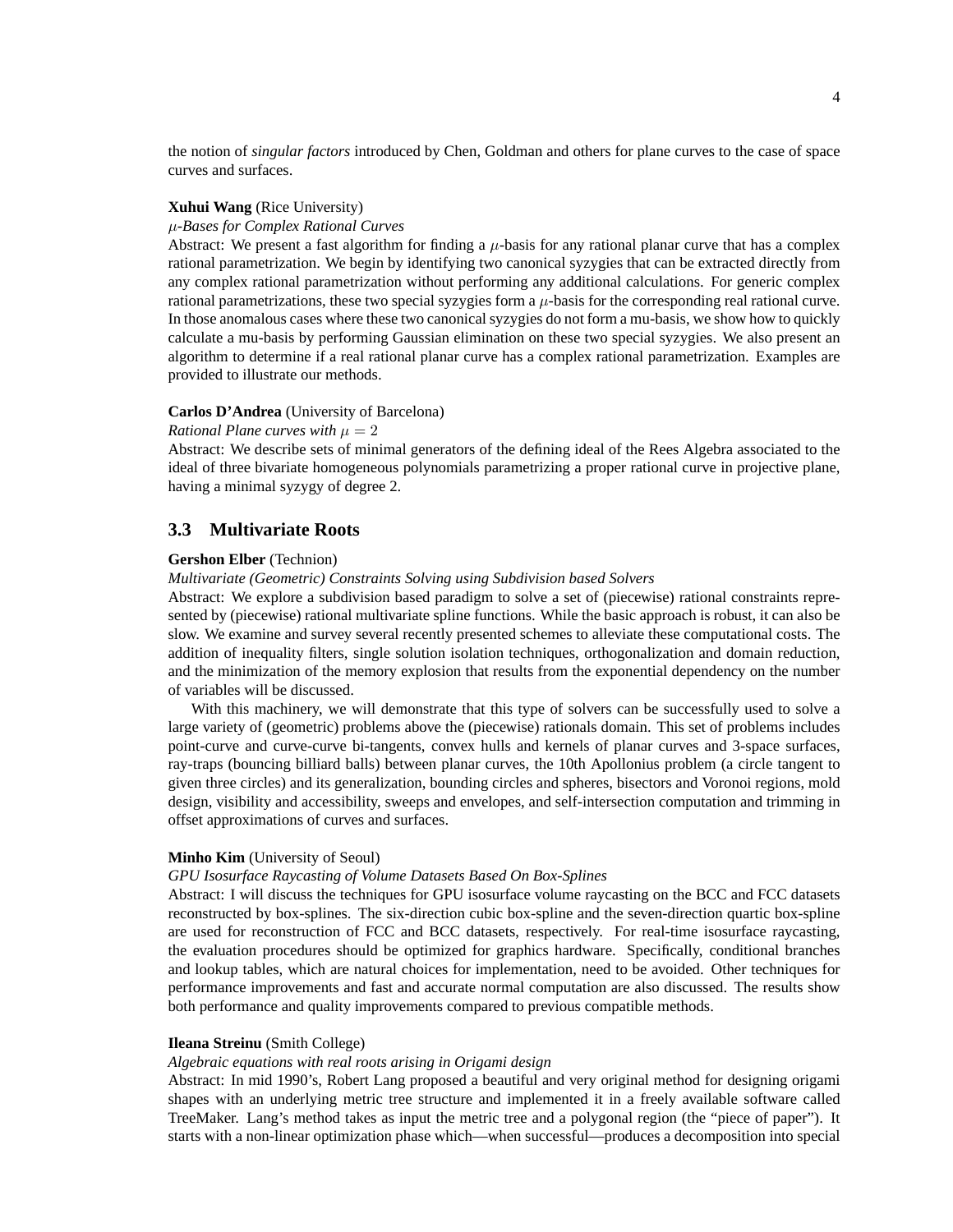the notion of *singular factors* introduced by Chen, Goldman and others for plane curves to the case of space curves and surfaces.

**Xuhui Wang** (Rice University)

*$\mu$-Bases for Complex Rational Curves*

Abstract: We present a fast algorithm for finding a $\mu$-basis for any rational planar curve that has a complex rational parametrization. We begin by identifying two canonical syzygies that can be extracted directly from any complex rational parametrization without performing any additional calculations. For generic complex rational parametrizations, these two special syzygies form a $\mu$-basis for the corresponding real rational curve. In those anomalous cases where these two canonical syzygies do not form a mu-basis, we show how to quickly calculate a mu-basis by performing Gaussian elimination on these two special syzygies. We also present an algorithm to determine if a real rational planar curve has a complex rational parametrization. Examples are provided to illustrate our methods.

**Carlos D'Andrea** (University of Barcelona)

*Rational Plane curves with $\mu = 2$*

Abstract: We describe sets of minimal generators of the defining ideal of the Rees Algebra associated to the ideal of three bivariate homogeneous polynomials parametrizing a proper rational curve in projective plane, having a minimal syzygy of degree 2.

## 3.3 Multivariate Roots

**Gershon Elber** (Technion)

*Multivariate (Geometric) Constraints Solving using Subdivision based Solvers*

Abstract: We explore a subdivision based paradigm to solve a set of (piecewise) rational constraints represented by (piecewise) rational multivariate spline functions. While the basic approach is robust, it can also be slow. We examine and survey several recently presented schemes to alleviate these computational costs. The addition of inequality filters, single solution isolation techniques, orthogonalization and domain reduction, and the minimization of the memory explosion that results from the exponential dependency on the number of variables will be discussed.

With this machinery, we will demonstrate that this type of solvers can be successfully used to solve a large variety of (geometric) problems above the (piecewise) rationals domain. This set of problems includes point-curve and curve-curve bi-tangents, convex hulls and kernels of planar curves and 3-space surfaces, ray-traps (bouncing billiard balls) between planar curves, the 10th Apollonius problem (a circle tangent to given three circles) and its generalization, bounding circles and spheres, bisectors and Voronoi regions, mold design, visibility and accessibility, sweeps and envelopes, and self-intersection computation and trimming in offset approximations of curves and surfaces.

**Minho Kim** (University of Seoul)

*GPU Isosurface Raycasting of Volume Datasets Based On Box-Splines*

Abstract: I will discuss the techniques for GPU isosurface volume raycasting on the BCC and FCC datasets reconstructed by box-splines. The six-direction cubic box-spline and the seven-direction quartic box-spline are used for reconstruction of FCC and BCC datasets, respectively. For real-time isosurface raycasting, the evaluation procedures should be optimized for graphics hardware. Specifically, conditional branches and lookup tables, which are natural choices for implementation, need to be avoided. Other techniques for performance improvements and fast and accurate normal computation are also discussed. The results show both performance and quality improvements compared to previous compatible methods.

**Ileana Streinu** (Smith College)

*Algebraic equations with real roots arising in Origami design*

Abstract: In mid 1990's, Robert Lang proposed a beautiful and very original method for designing origami shapes with an underlying metric tree structure and implemented it in a freely available software called TreeMaker. Lang's method takes as input the metric tree and a polygonal region (the "piece of paper"). It starts with a non-linear optimization phase which—when successful—produces a decomposition into special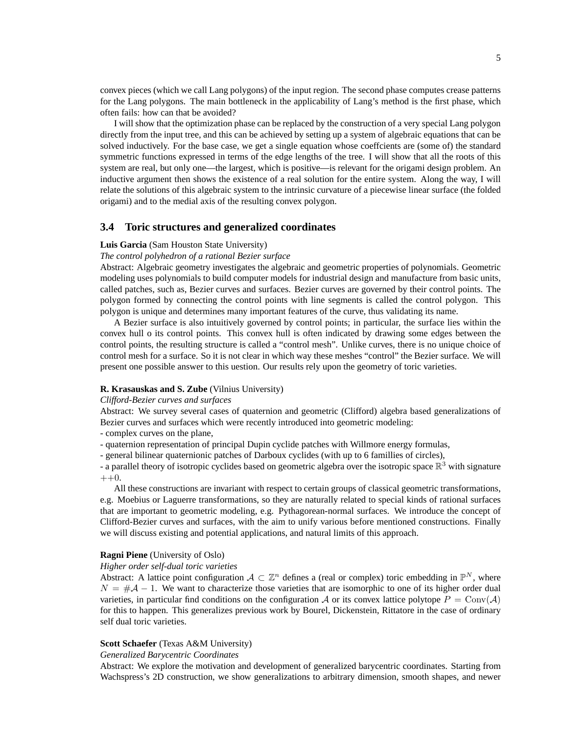convex pieces (which we call Lang polygons) of the input region. The second phase computes crease patterns for the Lang polygons. The main bottleneck in the applicability of Lang's method is the first phase, which often fails: how can that be avoided?

I will show that the optimization phase can be replaced by the construction of a very special Lang polygon directly from the input tree, and this can be achieved by setting up a system of algebraic equations that can be solved inductively. For the base case, we get a single equation whose coeffcients are (some of) the standard symmetric functions expressed in terms of the edge lengths of the tree. I will show that all the roots of this system are real, but only one—the largest, which is positive—is relevant for the origami design problem. An inductive argument then shows the existence of a real solution for the entire system. Along the way, I will relate the solutions of this algebraic system to the intrinsic curvature of a piecewise linear surface (the folded origami) and to the medial axis of the resulting convex polygon.

### 3.4 Toric structures and generalized coordinates

**Luis Garcia** (Sam Houston State University)

*The control polyhedron of a rational Bezier surface*

Abstract: Algebraic geometry investigates the algebraic and geometric properties of polynomials. Geometric modeling uses polynomials to build computer models for industrial design and manufacture from basic units, called patches, such as, Bezier curves and surfaces. Bezier curves are governed by their control points. The polygon formed by connecting the control points with line segments is called the control polygon. This polygon is unique and determines many important features of the curve, thus validating its name.

A Bezier surface is also intuitively governed by control points; in particular, the surface lies within the convex hull o its control points. This convex hull is often indicated by drawing some edges between the control points, the resulting structure is called a "control mesh". Unlike curves, there is no unique choice of control mesh for a surface. So it is not clear in which way these meshes "control" the Bezier surface. We will present one possible answer to this uestion. Our results rely upon the geometry of toric varieties.

**R. Krasauskas and S. Zube** (Vilnius University)

*Clifford-Bezier curves and surfaces*

Abstract: We survey several cases of quaternion and geometric (Clifford) algebra based generalizations of Bezier curves and surfaces which were recently introduced into geometric modeling:

- complex curves on the plane,
- quaternion representation of principal Dupin cyclide patches with Willmore energy formulas,
- general bilinear quaternionic patches of Darboux cyclides (with up to 6 famillies of circles),
- a parallel theory of isotropic cyclides based on geometric algebra over the isotropic space $\mathbb{R}^3$ with signature $++0$.

All these constructions are invariant with respect to certain groups of classical geometric transformations, e.g. Moebius or Laguerre transformations, so they are naturally related to special kinds of rational surfaces that are important to geometric modeling, e.g. Pythagorean-normal surfaces. We introduce the concept of Clifford-Bezier curves and surfaces, with the aim to unify various before mentioned constructions. Finally we will discuss existing and potential applications, and natural limits of this approach.

**Ragni Piene** (University of Oslo)

*Higher order self-dual toric varieties*

Abstract: A lattice point configuration $\mathcal{A} \subset \mathbb{Z}^n$ defines a (real or complex) toric embedding in $\mathbb{P}^N$, where $N = \#\mathcal{A} - 1$. We want to characterize those varieties that are isomorphic to one of its higher order dual varieties, in particular find conditions on the configuration $\mathcal{A}$ or its convex lattice polytope $P = \mathrm{Conv}(\mathcal{A})$ for this to happen. This generalizes previous work by Bourel, Dickenstein, Rittatore in the case of ordinary self dual toric varieties.

**Scott Schaefer** (Texas A&M University)

*Generalized Barycentric Coordinates*

Abstract: We explore the motivation and development of generalized barycentric coordinates. Starting from Wachspress's 2D construction, we show generalizations to arbitrary dimension, smooth shapes, and newer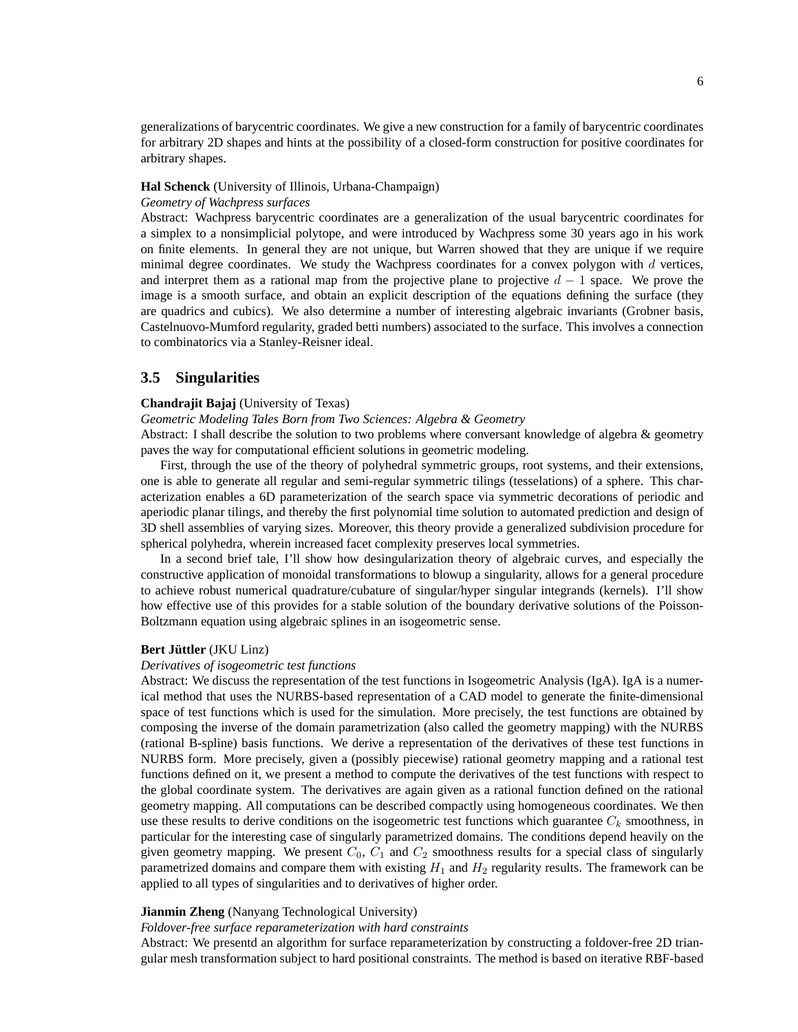generalizations of barycentric coordinates. We give a new construction for a family of barycentric coordinates for arbitrary 2D shapes and hints at the possibility of a closed-form construction for positive coordinates for arbitrary shapes.

**Hal Schenck** (University of Illinois, Urbana-Champaign)

*Geometry of Wachpress surfaces*

Abstract: Wachpress barycentric coordinates are a generalization of the usual barycentric coordinates for a simplex to a nonsimplicial polytope, and were introduced by Wachpress some 30 years ago in his work on finite elements. In general they are not unique, but Warren showed that they are unique if we require minimal degree coordinates. We study the Wachpress coordinates for a convex polygon with $d$ vertices, and interpret them as a rational map from the projective plane to projective $d-1$ space. We prove the image is a smooth surface, and obtain an explicit description of the equations defining the surface (they are quadrics and cubics). We also determine a number of interesting algebraic invariants (Grobner basis, Castelnuovo-Mumford regularity, graded betti numbers) associated to the surface. This involves a connection to combinatorics via a Stanley-Reisner ideal.

## 3.5 Singularities

**Chandrajit Bajaj** (University of Texas)

*Geometric Modeling Tales Born from Two Sciences: Algebra & Geometry*

Abstract: I shall describe the solution to two problems where conversant knowledge of algebra & geometry paves the way for computational efficient solutions in geometric modeling.

First, through the use of the theory of polyhedral symmetric groups, root systems, and their extensions, one is able to generate all regular and semi-regular symmetric tilings (tesselations) of a sphere. This characterization enables a 6D parameterization of the search space via symmetric decorations of periodic and aperiodic planar tilings, and thereby the first polynomial time solution to automated prediction and design of 3D shell assemblies of varying sizes. Moreover, this theory provide a generalized subdivision procedure for spherical polyhedra, wherein increased facet complexity preserves local symmetries.

In a second brief tale, I'll show how desingularization theory of algebraic curves, and especially the constructive application of monoidal transformations to blowup a singularity, allows for a general procedure to achieve robust numerical quadrature/cubature of singular/hyper singular integrands (kernels). I'll show how effective use of this provides for a stable solution of the boundary derivative solutions of the Poisson-Boltzmann equation using algebraic splines in an isogeometric sense.

**Bert Jüttler** (JKU Linz)

*Derivatives of isogeometric test functions*

Abstract: We discuss the representation of the test functions in Isogeometric Analysis (IgA). IgA is a numerical method that uses the NURBS-based representation of a CAD model to generate the finite-dimensional space of test functions which is used for the simulation. More precisely, the test functions are obtained by composing the inverse of the domain parametrization (also called the geometry mapping) with the NURBS (rational B-spline) basis functions. We derive a representation of the derivatives of these test functions in NURBS form. More precisely, given a (possibly piecewise) rational geometry mapping and a rational test functions defined on it, we present a method to compute the derivatives of the test functions with respect to the global coordinate system. The derivatives are again given as a rational function defined on the rational geometry mapping. All computations can be described compactly using homogeneous coordinates. We then use these results to derive conditions on the isogeometric test functions which guarantee $C_k$ smoothness, in particular for the interesting case of singularly parametrized domains. The conditions depend heavily on the given geometry mapping. We present $C_0$, $C_1$ and $C_2$ smoothness results for a special class of singularly parametrized domains and compare them with existing $H_1$ and $H_2$ regularity results. The framework can be applied to all types of singularities and to derivatives of higher order.

**Jianmin Zheng** (Nanyang Technological University)

*Foldover-free surface reparameterization with hard constraints*

Abstract: We presentd an algorithm for surface reparameterization by constructing a foldover-free 2D triangular mesh transformation subject to hard positional constraints. The method is based on iterative RBF-based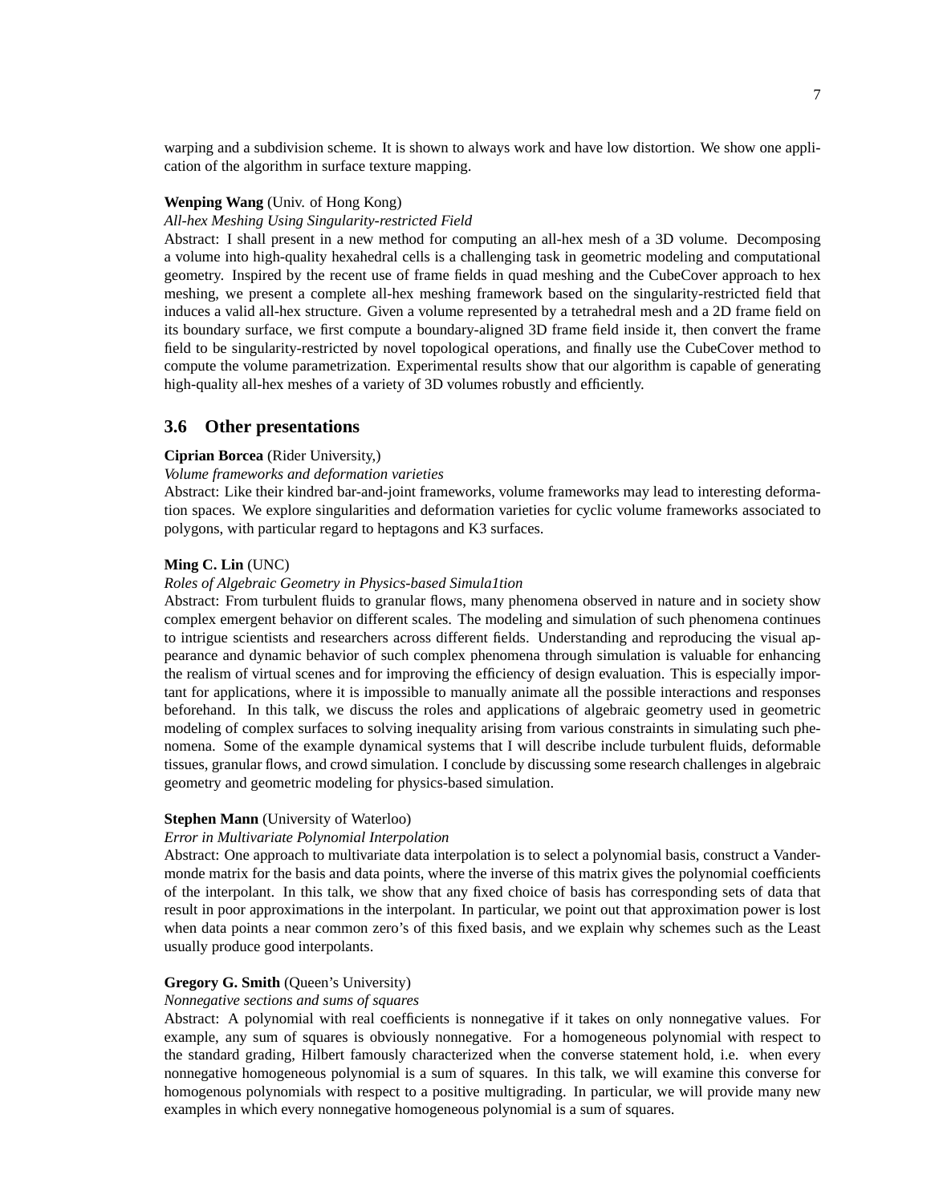warping and a subdivision scheme. It is shown to always work and have low distortion. We show one application of the algorithm in surface texture mapping.

**Wenping Wang** (Univ. of Hong Kong)

*All-hex Meshing Using Singularity-restricted Field*

Abstract: I shall present in a new method for computing an all-hex mesh of a 3D volume. Decomposing a volume into high-quality hexahedral cells is a challenging task in geometric modeling and computational geometry. Inspired by the recent use of frame fields in quad meshing and the CubeCover approach to hex meshing, we present a complete all-hex meshing framework based on the singularity-restricted field that induces a valid all-hex structure. Given a volume represented by a tetrahedral mesh and a 2D frame field on its boundary surface, we first compute a boundary-aligned 3D frame field inside it, then convert the frame field to be singularity-restricted by novel topological operations, and finally use the CubeCover method to compute the volume parametrization. Experimental results show that our algorithm is capable of generating high-quality all-hex meshes of a variety of 3D volumes robustly and efficiently.

## 3.6 Other presentations

**Ciprian Borcea** (Rider University,)

*Volume frameworks and deformation varieties*

Abstract: Like their kindred bar-and-joint frameworks, volume frameworks may lead to interesting deformation spaces. We explore singularities and deformation varieties for cyclic volume frameworks associated to polygons, with particular regard to heptagons and K3 surfaces.

**Ming C. Lin** (UNC)

*Roles of Algebraic Geometry in Physics-based Simula1tion*

Abstract: From turbulent fluids to granular flows, many phenomena observed in nature and in society show complex emergent behavior on different scales. The modeling and simulation of such phenomena continues to intrigue scientists and researchers across different fields. Understanding and reproducing the visual appearance and dynamic behavior of such complex phenomena through simulation is valuable for enhancing the realism of virtual scenes and for improving the efficiency of design evaluation. This is especially important for applications, where it is impossible to manually animate all the possible interactions and responses beforehand. In this talk, we discuss the roles and applications of algebraic geometry used in geometric modeling of complex surfaces to solving inequality arising from various constraints in simulating such phenomena. Some of the example dynamical systems that I will describe include turbulent fluids, deformable tissues, granular flows, and crowd simulation. I conclude by discussing some research challenges in algebraic geometry and geometric modeling for physics-based simulation.

**Stephen Mann** (University of Waterloo)

*Error in Multivariate Polynomial Interpolation*

Abstract: One approach to multivariate data interpolation is to select a polynomial basis, construct a Vandermonde matrix for the basis and data points, where the inverse of this matrix gives the polynomial coefficients of the interpolant. In this talk, we show that any fixed choice of basis has corresponding sets of data that result in poor approximations in the interpolant. In particular, we point out that approximation power is lost when data points a near common zero's of this fixed basis, and we explain why schemes such as the Least usually produce good interpolants.

**Gregory G. Smith** (Queen's University)

*Nonnegative sections and sums of squares*

Abstract: A polynomial with real coefficients is nonnegative if it takes on only nonnegative values. For example, any sum of squares is obviously nonnegative. For a homogeneous polynomial with respect to the standard grading, Hilbert famously characterized when the converse statement hold, i.e. when every nonnegative homogeneous polynomial is a sum of squares. In this talk, we will examine this converse for homogenous polynomials with respect to a positive multigrading. In particular, we will provide many new examples in which every nonnegative homogeneous polynomial is a sum of squares.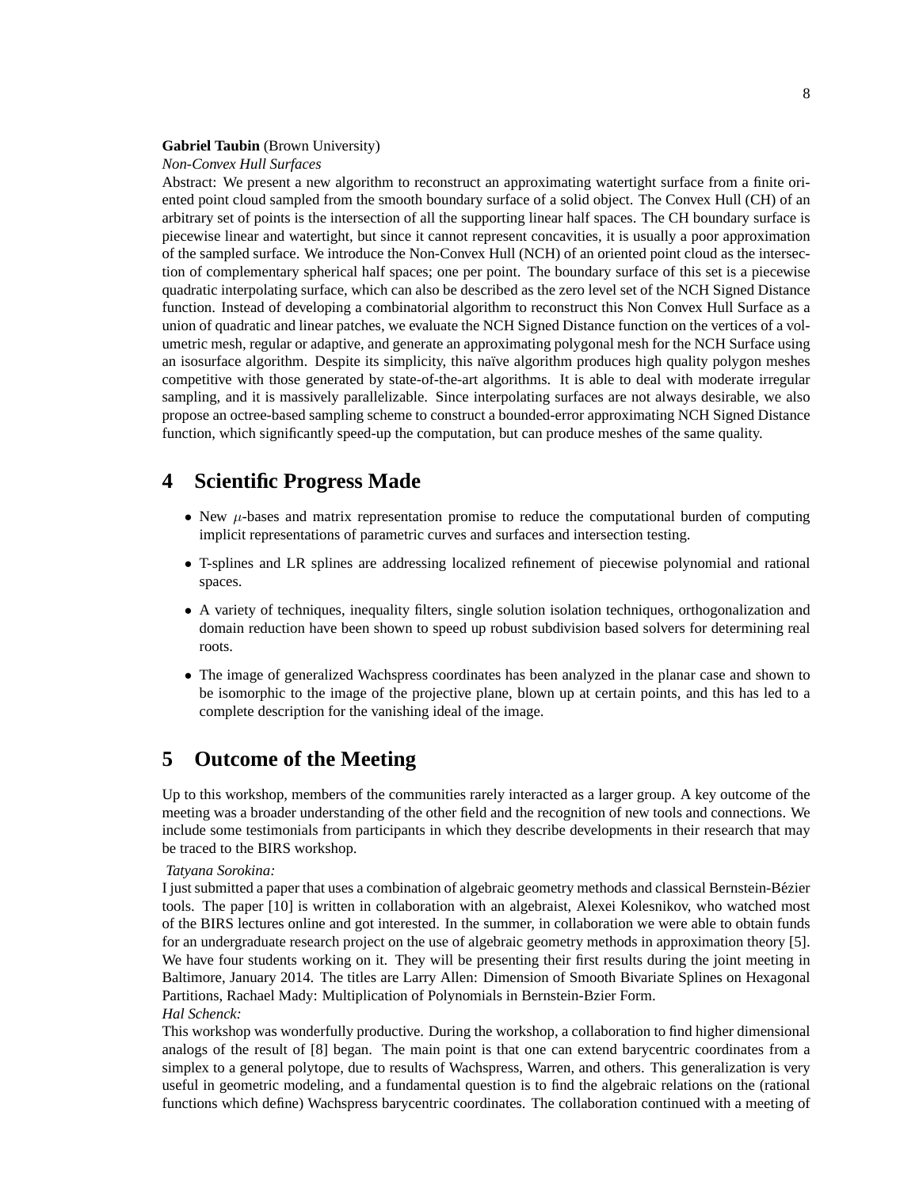**Gabriel Taubin** (Brown University)

*Non-Convex Hull Surfaces*

Abstract: We present a new algorithm to reconstruct an approximating watertight surface from a finite oriented point cloud sampled from the smooth boundary surface of a solid object. The Convex Hull (CH) of an arbitrary set of points is the intersection of all the supporting linear half spaces. The CH boundary surface is piecewise linear and watertight, but since it cannot represent concavities, it is usually a poor approximation of the sampled surface. We introduce the Non-Convex Hull (NCH) of an oriented point cloud as the intersection of complementary spherical half spaces; one per point. The boundary surface of this set is a piecewise quadratic interpolating surface, which can also be described as the zero level set of the NCH Signed Distance function. Instead of developing a combinatorial algorithm to reconstruct this Non Convex Hull Surface as a union of quadratic and linear patches, we evaluate the NCH Signed Distance function on the vertices of a volumetric mesh, regular or adaptive, and generate an approximating polygonal mesh for the NCH Surface using an isosurface algorithm. Despite its simplicity, this naïve algorithm produces high quality polygon meshes competitive with those generated by state-of-the-art algorithms. It is able to deal with moderate irregular sampling, and it is massively parallelizable. Since interpolating surfaces are not always desirable, we also propose an octree-based sampling scheme to construct a bounded-error approximating NCH Signed Distance function, which significantly speed-up the computation, but can produce meshes of the same quality.

## 4 Scientific Progress Made

- New $\mu$-bases and matrix representation promise to reduce the computational burden of computing implicit representations of parametric curves and surfaces and intersection testing.
- T-splines and LR splines are addressing localized refinement of piecewise polynomial and rational spaces.
- A variety of techniques, inequality filters, single solution isolation techniques, orthogonalization and domain reduction have been shown to speed up robust subdivision based solvers for determining real roots.
- The image of generalized Wachspress coordinates has been analyzed in the planar case and shown to be isomorphic to the image of the projective plane, blown up at certain points, and this has led to a complete description for the vanishing ideal of the image.

## 5 Outcome of the Meeting

Up to this workshop, members of the communities rarely interacted as a larger group. A key outcome of the meeting was a broader understanding of the other field and the recognition of new tools and connections. We include some testimonials from participants in which they describe developments in their research that may be traced to the BIRS workshop.

*Tatyana Sorokina:*

I just submitted a paper that uses a combination of algebraic geometry methods and classical Bernstein-Bézier tools. The paper [10] is written in collaboration with an algebraist, Alexei Kolesnikov, who watched most of the BIRS lectures online and got interested. In the summer, in collaboration we were able to obtain funds for an undergraduate research project on the use of algebraic geometry methods in approximation theory [5]. We have four students working on it. They will be presenting their first results during the joint meeting in Baltimore, January 2014. The titles are Larry Allen: Dimension of Smooth Bivariate Splines on Hexagonal Partitions, Rachael Mady: Multiplication of Polynomials in Bernstein-Bzier Form.

*Hal Schenck:*

This workshop was wonderfully productive. During the workshop, a collaboration to find higher dimensional analogs of the result of [8] began. The main point is that one can extend barycentric coordinates from a simplex to a general polytope, due to results of Wachspress, Warren, and others. This generalization is very useful in geometric modeling, and a fundamental question is to find the algebraic relations on the (rational functions which define) Wachspress barycentric coordinates. The collaboration continued with a meeting of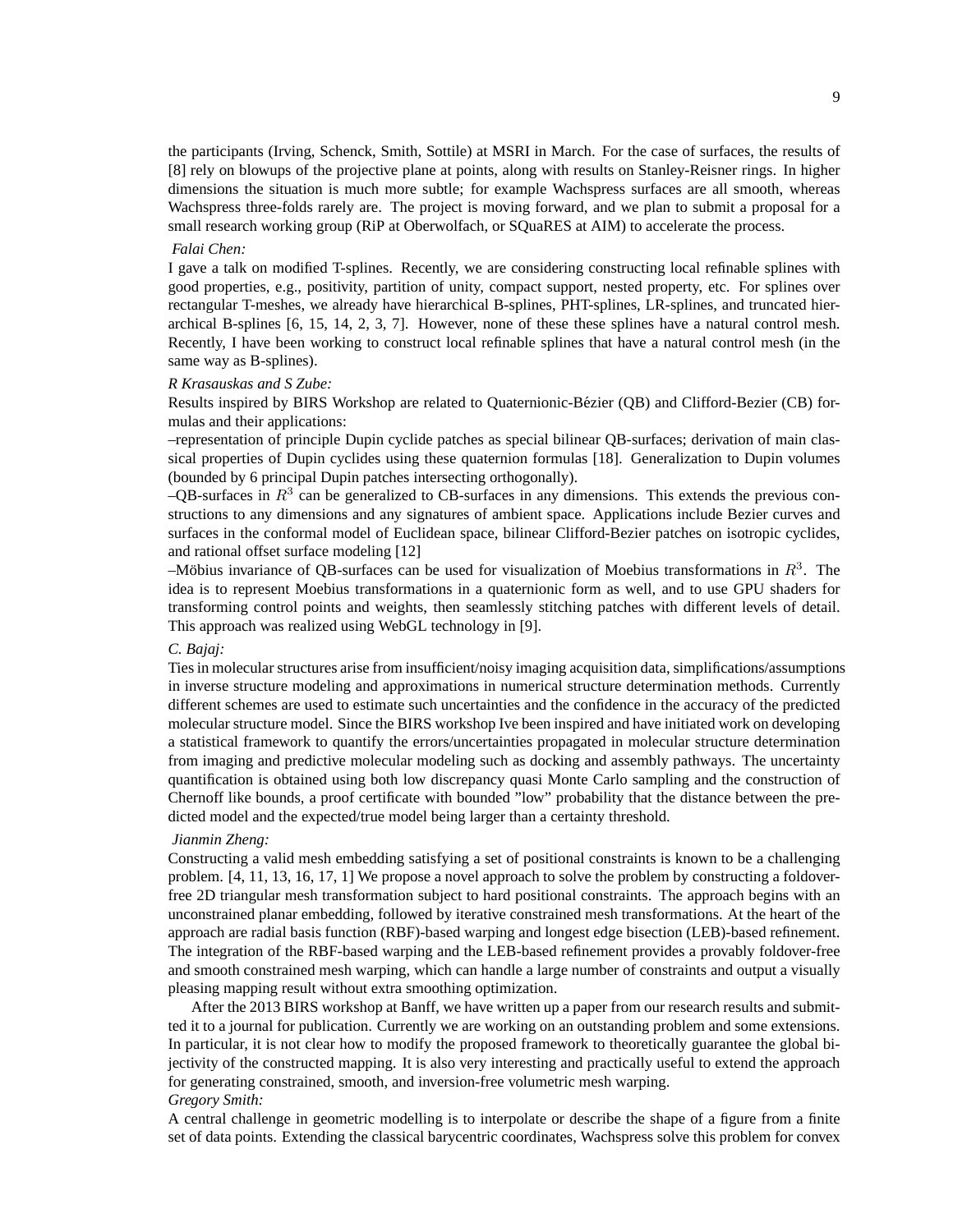the participants (Irving, Schenck, Smith, Sottile) at MSRI in March. For the case of surfaces, the results of [8] rely on blowups of the projective plane at points, along with results on Stanley-Reisner rings. In higher dimensions the situation is much more subtle; for example Wachspress surfaces are all smooth, whereas Wachspress three-folds rarely are. The project is moving forward, and we plan to submit a proposal for a small research working group (RiP at Oberwolfach, or SQuaRES at AIM) to accelerate the process.

*Falai Chen:*

I gave a talk on modified T-splines. Recently, we are considering constructing local refinable splines with good properties, e.g., positivity, partition of unity, compact support, nested property, etc. For splines over rectangular T-meshes, we already have hierarchical B-splines, PHT-splines, LR-splines, and truncated hierarchical B-splines [6, 15, 14, 2, 3, 7]. However, none of these these splines have a natural control mesh. Recently, I have been working to construct local refinable splines that have a natural control mesh (in the same way as B-splines).

*R Krasauskas and S Zube:*

Results inspired by BIRS Workshop are related to Quaternionic-Bézier (QB) and Clifford-Bezier (CB) formulas and their applications:

–representation of principle Dupin cyclide patches as special bilinear QB-surfaces; derivation of main classical properties of Dupin cyclides using these quaternion formulas [18]. Generalization to Dupin volumes (bounded by 6 principal Dupin patches intersecting orthogonally).

–QB-surfaces in $R^3$ can be generalized to CB-surfaces in any dimensions. This extends the previous constructions to any dimensions and any signatures of ambient space. Applications include Bezier curves and surfaces in the conformal model of Euclidean space, bilinear Clifford-Bezier patches on isotropic cyclides, and rational offset surface modeling [12]

–Möbius invariance of QB-surfaces can be used for visualization of Moebius transformations in $R^3$. The idea is to represent Moebius transformations in a quaternionic form as well, and to use GPU shaders for transforming control points and weights, then seamlessly stitching patches with different levels of detail. This approach was realized using WebGL technology in [9].

*C. Bajaj:*

Ties in molecular structures arise from insufficient/noisy imaging acquisition data, simplifications/assumptions in inverse structure modeling and approximations in numerical structure determination methods. Currently different schemes are used to estimate such uncertainties and the confidence in the accuracy of the predicted molecular structure model. Since the BIRS workshop Ive been inspired and have initiated work on developing a statistical framework to quantify the errors/uncertainties propagated in molecular structure determination from imaging and predictive molecular modeling such as docking and assembly pathways. The uncertainty quantification is obtained using both low discrepancy quasi Monte Carlo sampling and the construction of Chernoff like bounds, a proof certificate with bounded "low" probability that the distance between the predicted model and the expected/true model being larger than a certainty threshold.

*Jianmin Zheng:*

Constructing a valid mesh embedding satisfying a set of positional constraints is known to be a challenging problem. [4, 11, 13, 16, 17, 1] We propose a novel approach to solve the problem by constructing a foldover-free 2D triangular mesh transformation subject to hard positional constraints. The approach begins with an unconstrained planar embedding, followed by iterative constrained mesh transformations. At the heart of the approach are radial basis function (RBF)-based warping and longest edge bisection (LEB)-based refinement. The integration of the RBF-based warping and the LEB-based refinement provides a provably foldover-free and smooth constrained mesh warping, which can handle a large number of constraints and output a visually pleasing mapping result without extra smoothing optimization.

After the 2013 BIRS workshop at Banff, we have written up a paper from our research results and submitted it to a journal for publication. Currently we are working on an outstanding problem and some extensions. In particular, it is not clear how to modify the proposed framework to theoretically guarantee the global bijectivity of the constructed mapping. It is also very interesting and practically useful to extend the approach for generating constrained, smooth, and inversion-free volumetric mesh warping.

*Gregory Smith:*

A central challenge in geometric modelling is to interpolate or describe the shape of a figure from a finite set of data points. Extending the classical barycentric coordinates, Wachspress solve this problem for convex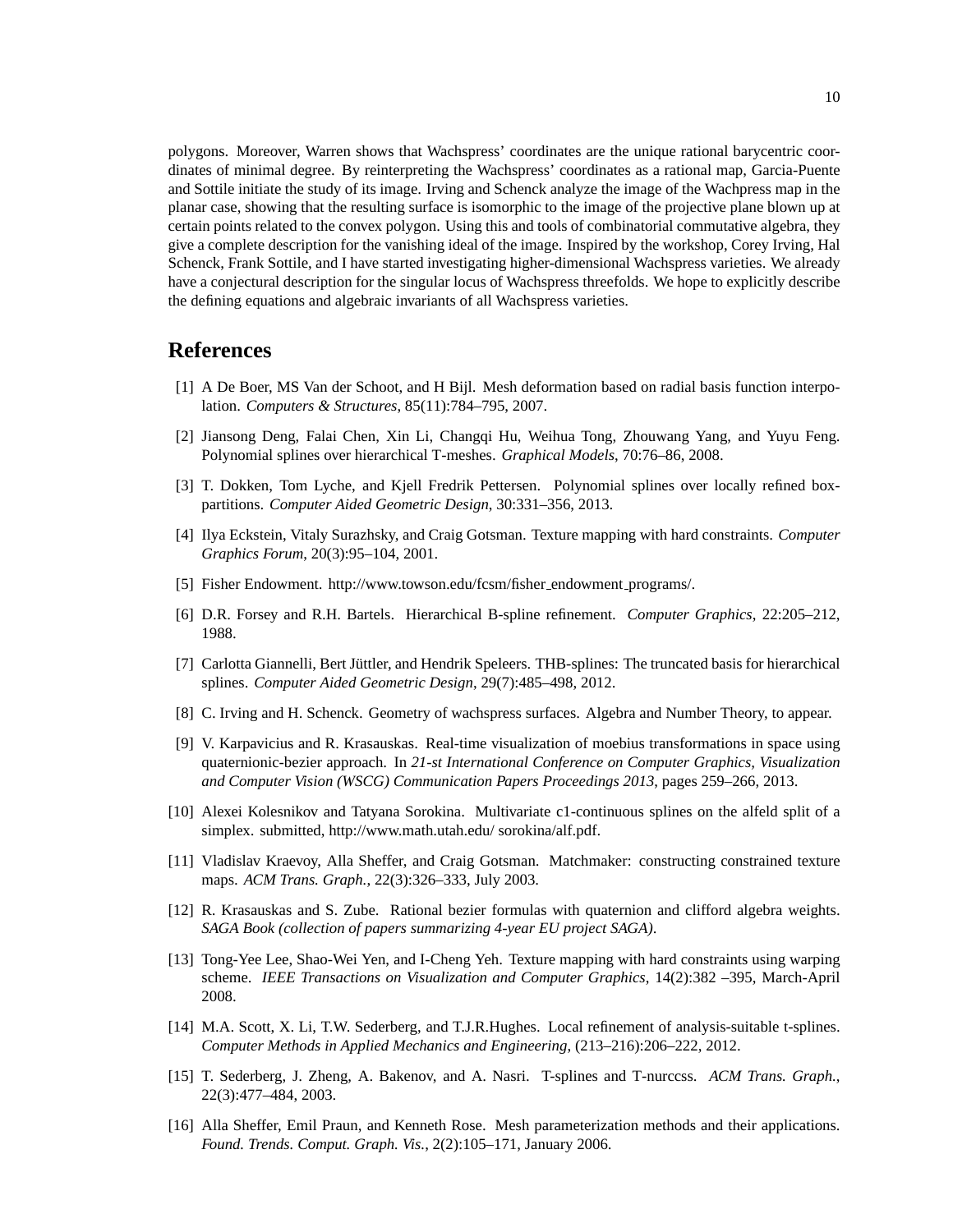polygons. Moreover, Warren shows that Wachspress' coordinates are the unique rational barycentric coordinates of minimal degree. By reinterpreting the Wachspress' coordinates as a rational map, Garcia-Puente and Sottile initiate the study of its image. Irving and Schenck analyze the image of the Wachpress map in the planar case, showing that the resulting surface is isomorphic to the image of the projective plane blown up at certain points related to the convex polygon. Using this and tools of combinatorial commutative algebra, they give a complete description for the vanishing ideal of the image. Inspired by the workshop, Corey Irving, Hal Schenck, Frank Sottile, and I have started investigating higher-dimensional Wachspress varieties. We already have a conjectural description for the singular locus of Wachspress threefolds. We hope to explicitly describe the defining equations and algebraic invariants of all Wachspress varieties.

## References

[1] A De Boer, MS Van der Schoot, and H Bijl. Mesh deformation based on radial basis function interpolation. *Computers & Structures*, 85(11):784–795, 2007.

[2] Jiansong Deng, Falai Chen, Xin Li, Changqi Hu, Weihua Tong, Zhouwang Yang, and Yuyu Feng. Polynomial splines over hierarchical T-meshes. *Graphical Models*, 70:76–86, 2008.

[3] T. Dokken, Tom Lyche, and Kjell Fredrik Pettersen. Polynomial splines over locally refined box-partitions. *Computer Aided Geometric Design*, 30:331–356, 2013.

[4] Ilya Eckstein, Vitaly Surazhsky, and Craig Gotsman. Texture mapping with hard constraints. *Computer Graphics Forum*, 20(3):95–104, 2001.

[5] Fisher Endowment. http://www.towson.edu/fcsm/fisher_endowment_programs/.

[6] D.R. Forsey and R.H. Bartels. Hierarchical B-spline refinement. *Computer Graphics*, 22:205–212, 1988.

[7] Carlotta Giannelli, Bert Jüttler, and Hendrik Speleers. THB-splines: The truncated basis for hierarchical splines. *Computer Aided Geometric Design*, 29(7):485–498, 2012.

[8] C. Irving and H. Schenck. Geometry of wachspress surfaces. Algebra and Number Theory, to appear.

[9] V. Karpavicius and R. Krasauskas. Real-time visualization of moebius transformations in space using quaternionic-bezier approach. In *21-st International Conference on Computer Graphics, Visualization and Computer Vision (WSCG) Communication Papers Proceedings 2013*, pages 259–266, 2013.

[10] Alexei Kolesnikov and Tatyana Sorokina. Multivariate c1-continuous splines on the alfeld split of a simplex. submitted, http://www.math.utah.edu/ sorokina/alf.pdf.

[11] Vladislav Kraevoy, Alla Sheffer, and Craig Gotsman. Matchmaker: constructing constrained texture maps. *ACM Trans. Graph.*, 22(3):326–333, July 2003.

[12] R. Krasauskas and S. Zube. Rational bezier formulas with quaternion and clifford algebra weights. *SAGA Book (collection of papers summarizing 4-year EU project SAGA)*.

[13] Tong-Yee Lee, Shao-Wei Yen, and I-Cheng Yeh. Texture mapping with hard constraints using warping scheme. *IEEE Transactions on Visualization and Computer Graphics*, 14(2):382 –395, March-April 2008.

[14] M.A. Scott, X. Li, T.W. Sederberg, and T.J.R.Hughes. Local refinement of analysis-suitable t-splines. *Computer Methods in Applied Mechanics and Engineering*, (213–216):206–222, 2012.

[15] T. Sederberg, J. Zheng, A. Bakenov, and A. Nasri. T-splines and T-nurccss. *ACM Trans. Graph.*, 22(3):477–484, 2003.

[16] Alla Sheffer, Emil Praun, and Kenneth Rose. Mesh parameterization methods and their applications. *Found. Trends. Comput. Graph. Vis.*, 2(2):105–171, January 2006.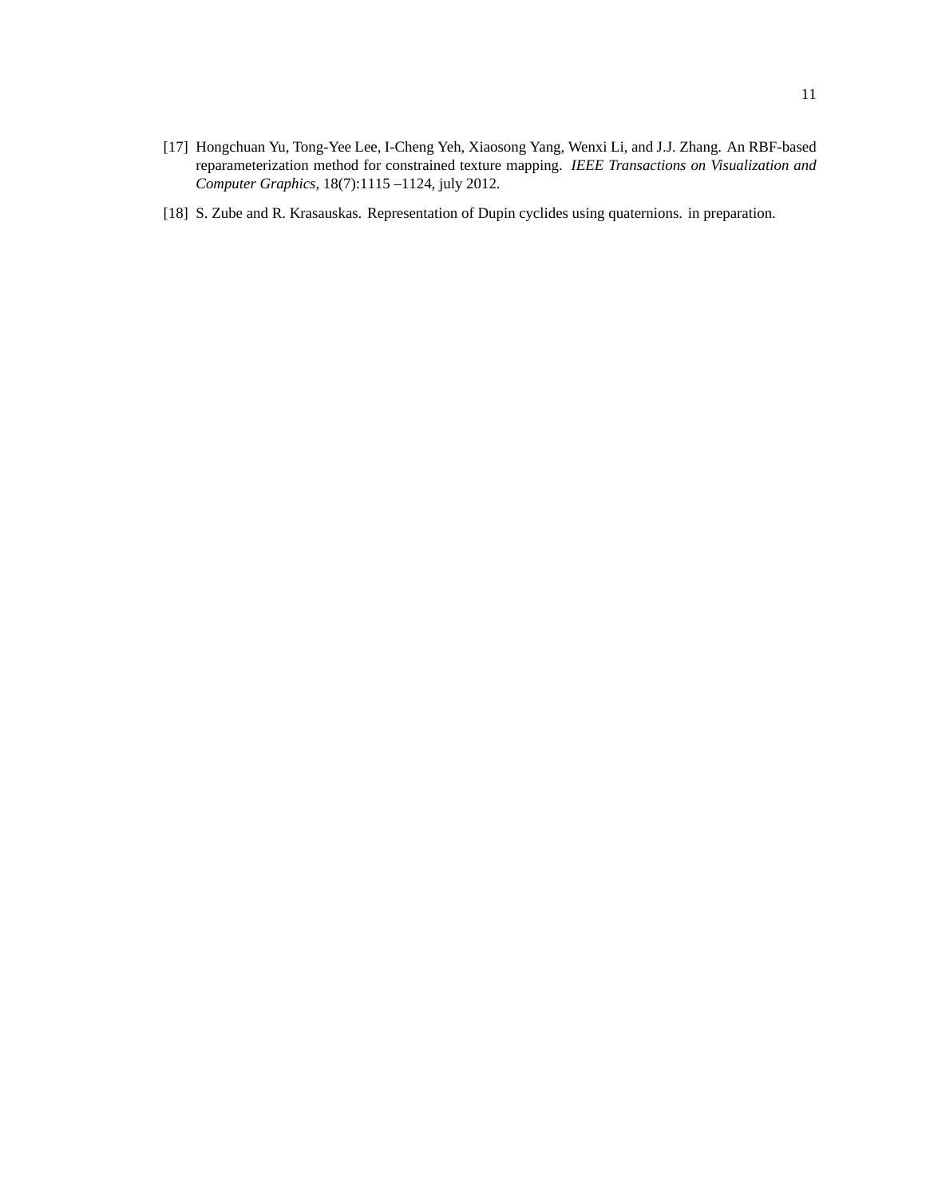[17] Hongchuan Yu, Tong-Yee Lee, I-Cheng Yeh, Xiaosong Yang, Wenxi Li, and J.J. Zhang. An RBF-based reparameterization method for constrained texture mapping. *IEEE Transactions on Visualization and Computer Graphics*, 18(7):1115 –1124, july 2012.

[18] S. Zube and R. Krasauskas. Representation of Dupin cyclides using quaternions. in preparation.